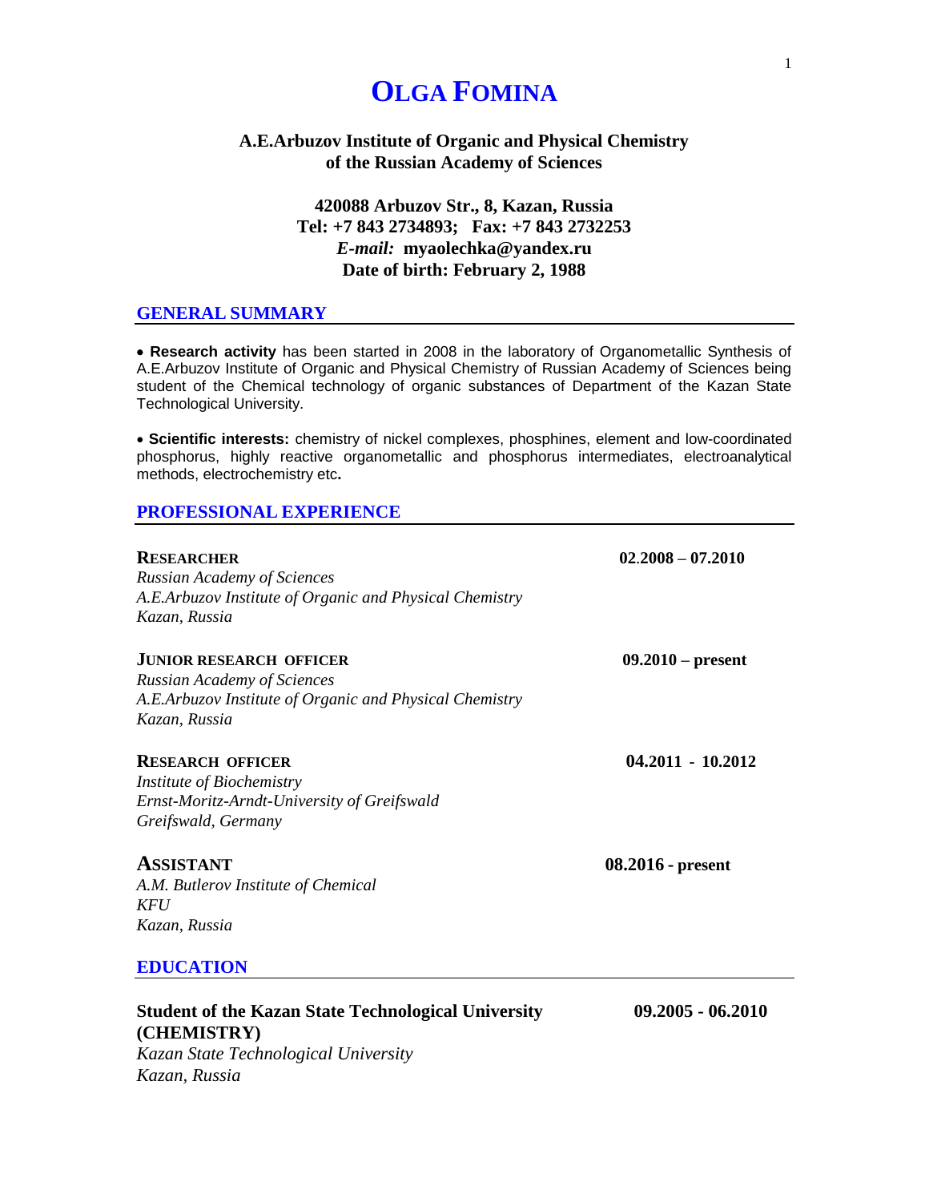# Olga Fomina

**A.E.Arbuzov Institute of Organic and Physical Chemistry of the Russian Academy of Sciences**

**420088 Arbuzov Str., 8, Kazan, Russia**
**Tel: +7 843 2734893; Fax: +7 843 2732253**
***E-mail:*** **myaolechka@yandex.ru**
**Date of birth: February 2, 1988**

## GENERAL SUMMARY

- **Research activity** has been started in 2008 in the laboratory of Organometallic Synthesis of A.E.Arbuzov Institute of Organic and Physical Chemistry of Russian Academy of Sciences being student of the Chemical technology of organic substances of Department of the Kazan State Technological University.

- **Scientific interests:** chemistry of nickel complexes, phosphines, element and low-coordinated phosphorus, highly reactive organometallic and phosphorus intermediates, electroanalytical methods, electrochemistry etc**.**

## PROFESSIONAL EXPERIENCE

**RESEARCHER** — **02.2008 – 07.2010**
*Russian Academy of Sciences*
*A.E.Arbuzov Institute of Organic and Physical Chemistry*
*Kazan, Russia*

**JUNIOR RESEARCH OFFICER** — **09.2010 – present**
*Russian Academy of Sciences*
*A.E.Arbuzov Institute of Organic and Physical Chemistry*
*Kazan, Russia*

**RESEARCH OFFICER** — **04.2011 - 10.2012**
*Institute of Biochemistry*
*Ernst-Moritz-Arndt-University of Greifswald*
*Greifswald, Germany*

**ASSISTANT** — **08.2016 - present**
*A.M. Butlerov Institute of Chemical*
*KFU*
*Kazan, Russia*

## EDUCATION

**Student of the Kazan State Technological University (CHEMISTRY)** — **09.2005 - 06.2010**
*Kazan State Technological University*
*Kazan, Russia*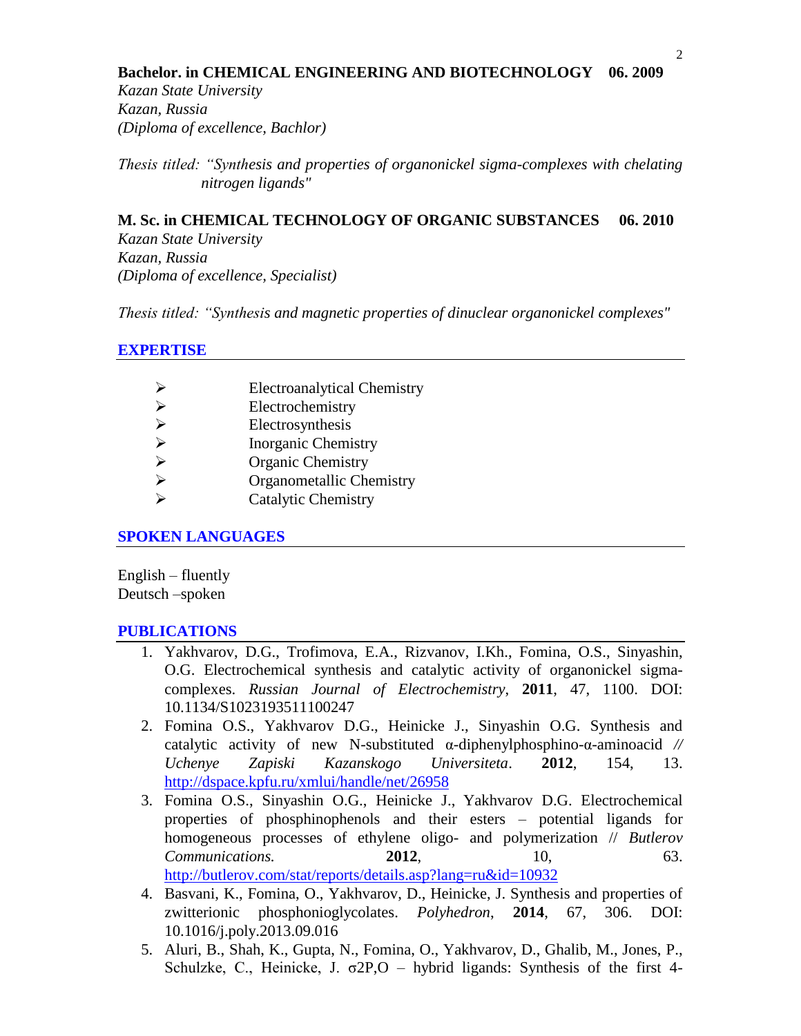**Bachelor. in CHEMICAL ENGINEERING AND BIOTECHNOLOGY 06. 2009**
*Kazan State University*
*Kazan, Russia*
*(Diploma of excellence, Bachlor)*

*Thesis titled: "Synthesis and properties of organonickel sigma-complexes with chelating nitrogen ligands"*

**M. Sc. in CHEMICAL TECHNOLOGY OF ORGANIC SUBSTANCES 06. 2010**
*Kazan State University*
*Kazan, Russia*
*(Diploma of excellence, Specialist)*

*Thesis titled: "Synthesis and magnetic properties of dinuclear organonickel complexes"*

## EXPERTISE

- Electroanalytical Chemistry
- Electrochemistry
- Electrosynthesis
- Inorganic Chemistry
- Organic Chemistry
- Organometallic Chemistry
- Catalytic Chemistry

## SPOKEN LANGUAGES

English – fluently
Deutsch –spoken

## PUBLICATIONS

1. Yakhvarov, D.G., Trofimova, E.A., Rizvanov, I.Kh., Fomina, O.S., Sinyashin, O.G. Electrochemical synthesis and catalytic activity of organonickel sigma-complexes. *Russian Journal of Electrochemistry*, **2011**, 47, 1100. DOI: 10.1134/S1023193511100247
2. Fomina O.S., Yakhvarov D.G., Heinicke J., Sinyashin O.G. Synthesis and catalytic activity of new N-substituted α-diphenylphosphino-α-aminoacid // *Uchenye Zapiski Kazanskogo Universiteta*. **2012**, 154, 13. http://dspace.kpfu.ru/xmlui/handle/net/26958
3. Fomina O.S., Sinyashin O.G., Heinicke J., Yakhvarov D.G. Electrochemical properties of phosphinophenols and their esters – potential ligands for homogeneous processes of ethylene oligo- and polymerization // *Butlerov Communications.* **2012**, 10, 63. http://butlerov.com/stat/reports/details.asp?lang=ru&id=10932
4. Basvani, K., Fomina, O., Yakhvarov, D., Heinicke, J. Synthesis and properties of zwitterionic phosphonioglycolates. *Polyhedron*, **2014**, 67, 306. DOI: 10.1016/j.poly.2013.09.016
5. Aluri, B., Shah, K., Gupta, N., Fomina, O., Yakhvarov, D., Ghalib, M., Jones, P., Schulzke, C., Heinicke, J. σ2P,O – hybrid ligands: Synthesis of the first 4-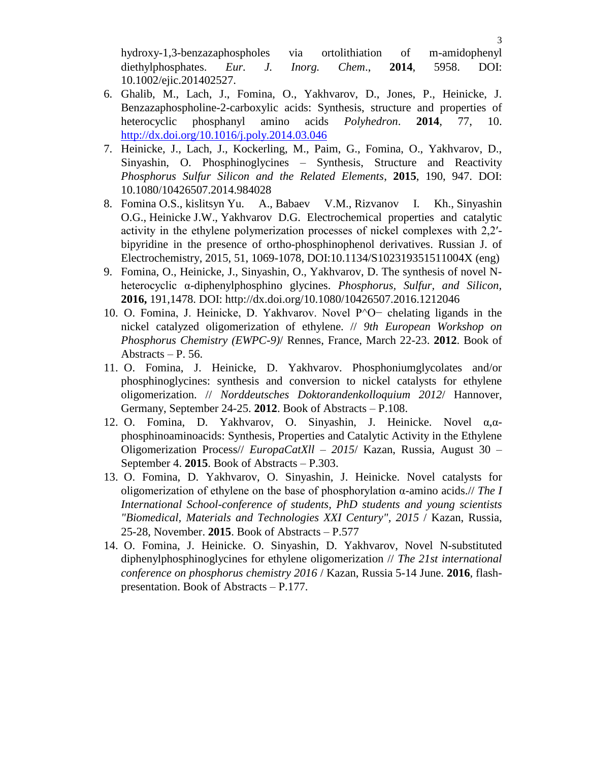hydroxy-1,3-benzazaphospholes via ortolithiation of m-amidophenyl diethylphosphates. *Eur. J. Inorg. Chem*., **2014**, 5958. DOI: 10.1002/ejic.201402527.

6. Ghalib, M., Lach, J., Fomina, O., Yakhvarov, D., Jones, P., Heinicke, J. Benzazaphospholine-2-carboxylic acids: Synthesis, structure and properties of heterocyclic phosphanyl amino acids *Polyhedron*. **2014**, 77, 10. http://dx.doi.org/10.1016/j.poly.2014.03.046
7. Heinicke, J., Lach, J., Kockerling, M., Paim, G., Fomina, O., Yakhvarov, D., Sinyashin, O. Phosphinoglycines – Synthesis, Structure and Reactivity *Phosphorus Sulfur Silicon and the Related Elements*, **2015**, 190, 947. DOI: 10.1080/10426507.2014.984028
8. Fomina O.S., kislitsyn Yu. A., Babaev V.M., Rizvanov I. Kh., Sinyashin O.G., Heinicke J.W., Yakhvarov D.G. Electrochemical properties and catalytic activity in the ethylene polymerization processes of nickel complexes with 2,2′-bipyridine in the presence of ortho-phosphinophenol derivatives. Russian J. of Electrochemistry, 2015, 51, 1069-1078, DOI:10.1134/S102319351511004X (eng)
9. Fomina, O., Heinicke, J., Sinyashin, O., Yakhvarov, D. The synthesis of novel N-heterocyclic α-diphenylphosphino glycines. *Phosphorus, Sulfur, and Silicon*, **2016,** 191,1478. DOI: http://dx.doi.org/10.1080/10426507.2016.1212046
10. O. Fomina, J. Heinicke, D. Yakhvarov. Novel P^O− chelating ligands in the nickel catalyzed oligomerization of ethylene. // *9th European Workshop on Phosphorus Chemistry (EWPC-9)*/ Rennes, France, March 22-23. **2012**. Book of Abstracts – P. 56.
11. O. Fomina, J. Heinicke, D. Yakhvarov. Phosphoniumglycolates and/or phosphinoglycines: synthesis and conversion to nickel catalysts for ethylene oligomerization. // *Norddeutsches Doktorandenkolloquium 2012*/ Hannover, Germany, September 24-25. **2012**. Book of Abstracts – P.108.
12. O. Fomina, D. Yakhvarov, O. Sinyashin, J. Heinicke. Novel α,α-phosphinoaminoacids: Synthesis, Properties and Catalytic Activity in the Ethylene Oligomerization Process// *EuropaCatXll – 2015*/ Kazan, Russia, August 30 – September 4. **2015**. Book of Abstracts – P.303.
13. O. Fomina, D. Yakhvarov, O. Sinyashin, J. Heinicke. Novel catalysts for oligomerization of ethylene on the base of phosphorylation α-amino acids.// *The I International School-conference of students, PhD students and young scientists "Biomedical, Materials and Technologies XXI Century", 2015* / Kazan, Russia, 25-28, November. **2015**. Book of Abstracts – P.577
14. O. Fomina, J. Heinicke. O. Sinyashin, D. Yakhvarov, Novel N-substituted diphenylphosphinoglycines for ethylene oligomerization // *The 21st international conference on phosphorus chemistry 2016* / Kazan, Russia 5-14 June. **2016**, flash-presentation. Book of Abstracts – P.177.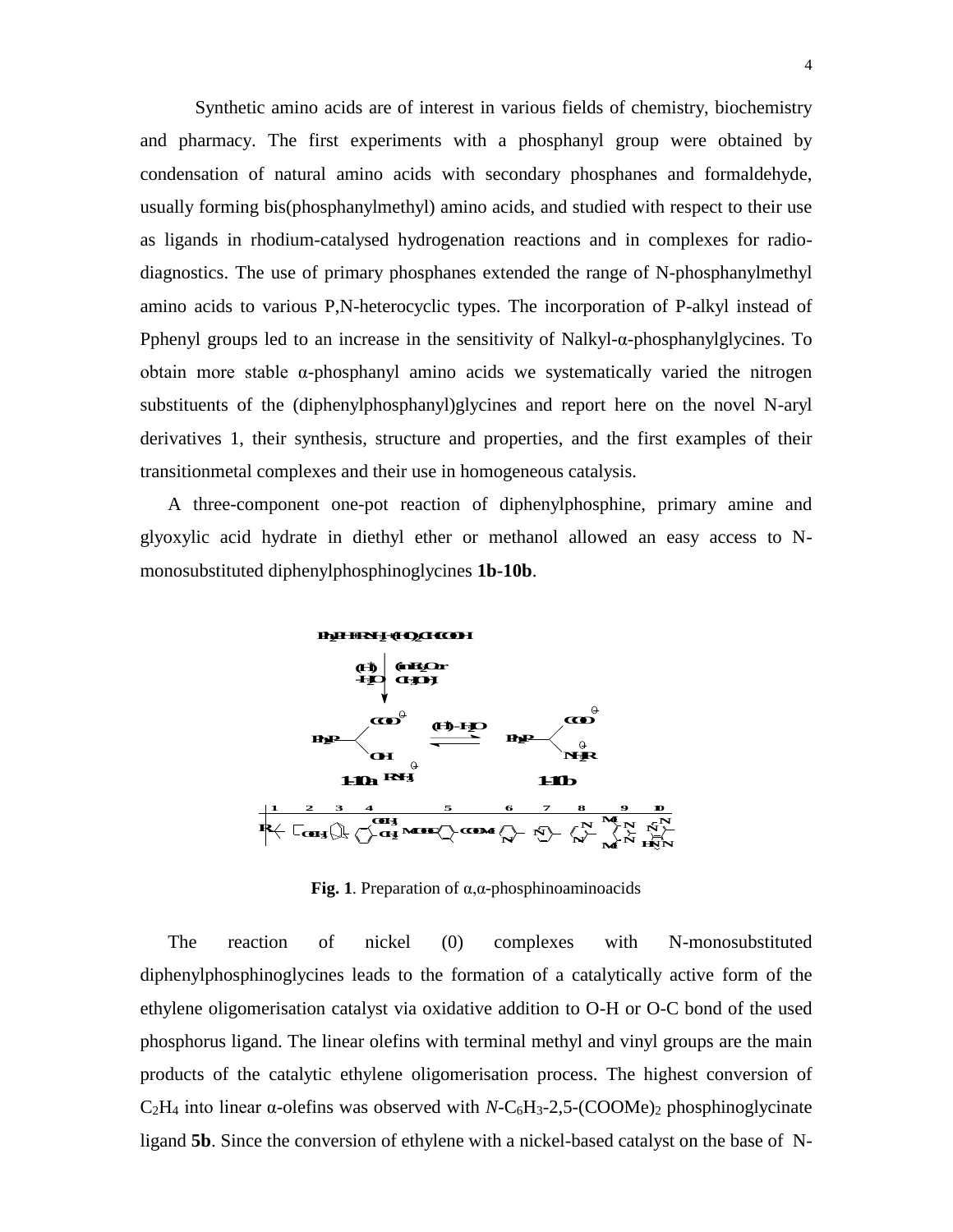Synthetic amino acids are of interest in various fields of chemistry, biochemistry and pharmacy. The first experiments with a phosphanyl group were obtained by condensation of natural amino acids with secondary phosphanes and formaldehyde, usually forming bis(phosphanylmethyl) amino acids, and studied with respect to their use as ligands in rhodium-catalysed hydrogenation reactions and in complexes for radio-diagnostics. The use of primary phosphanes extended the range of N-phosphanylmethyl amino acids to various P,N-heterocyclic types. The incorporation of P-alkyl instead of Pphenyl groups led to an increase in the sensitivity of Nalkyl-α-phosphanylglycines. To obtain more stable α-phosphanyl amino acids we systematically varied the nitrogen substituents of the (diphenylphosphanyl)glycines and report here on the novel N-aryl derivatives 1, their synthesis, structure and properties, and the first examples of their transitionmetal complexes and their use in homogeneous catalysis.

A three-component one-pot reaction of diphenylphosphine, primary amine and glyoxylic acid hydrate in diethyl ether or methanol allowed an easy access to N-monosubstituted diphenylphosphinoglycines **1b-10b**.

**Fig. 1**. Preparation of α,α-phosphinoaminoacids

The reaction of nickel (0) complexes with N-monosubstituted diphenylphosphinoglycines leads to the formation of a catalytically active form of the ethylene oligomerisation catalyst via oxidative addition to O-H or O-C bond of the used phosphorus ligand. The linear olefins with terminal methyl and vinyl groups are the main products of the catalytic ethylene oligomerisation process. The highest conversion of $C_2H_4$ into linear α-olefins was observed with *N*-$C_6H_3$-2,5-$(COOMe)_2$ phosphinoglycinate ligand **5b**. Since the conversion of ethylene with a nickel-based catalyst on the base of N-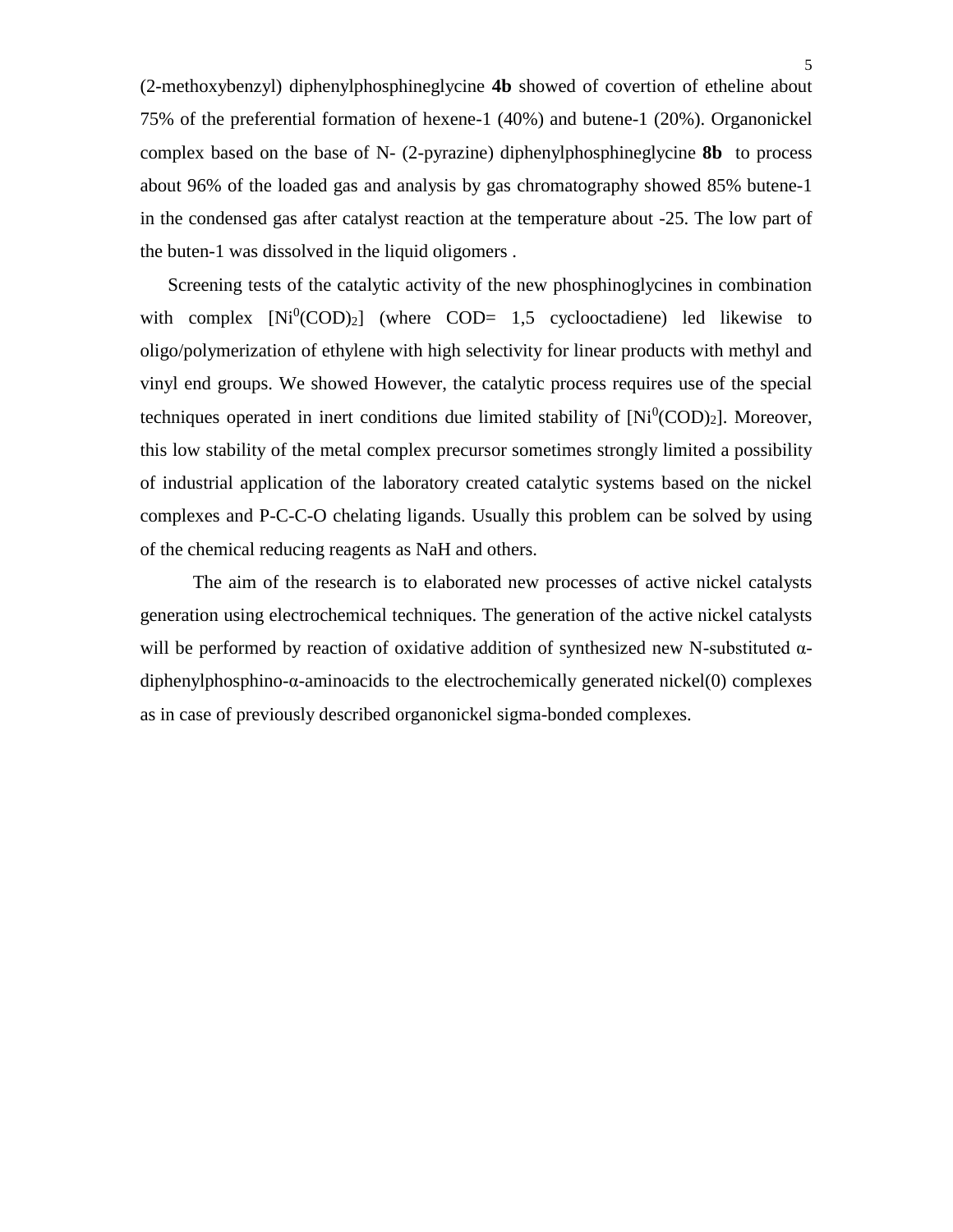(2-methoxybenzyl) diphenylphosphineglycine **4b** showed of covertion of etheline about 75% of the preferential formation of hexene-1 (40%) and butene-1 (20%). Organonickel complex based on the base of N- (2-pyrazine) diphenylphosphineglycine **8b** to process about 96% of the loaded gas and analysis by gas chromatography showed 85% butene-1 in the condensed gas after catalyst reaction at the temperature about -25. The low part of the buten-1 was dissolved in the liquid oligomers .

Screening tests of the catalytic activity of the new phosphinoglycines in combination with complex $[Ni^0(COD)_2]$ (where COD= 1,5 cyclooctadiene) led likewise to oligo/polymerization of ethylene with high selectivity for linear products with methyl and vinyl end groups. We showed However, the catalytic process requires use of the special techniques operated in inert conditions due limited stability of $[Ni^0(COD)_2]$. Moreover, this low stability of the metal complex precursor sometimes strongly limited a possibility of industrial application of the laboratory created catalytic systems based on the nickel complexes and P-C-C-O chelating ligands. Usually this problem can be solved by using of the chemical reducing reagents as NaH and others.

The aim of the research is to elaborated new processes of active nickel catalysts generation using electrochemical techniques. The generation of the active nickel catalysts will be performed by reaction of oxidative addition of synthesized new N-substituted α-diphenylphosphino-α-aminoacids to the electrochemically generated nickel(0) complexes as in case of previously described organonickel sigma-bonded complexes.